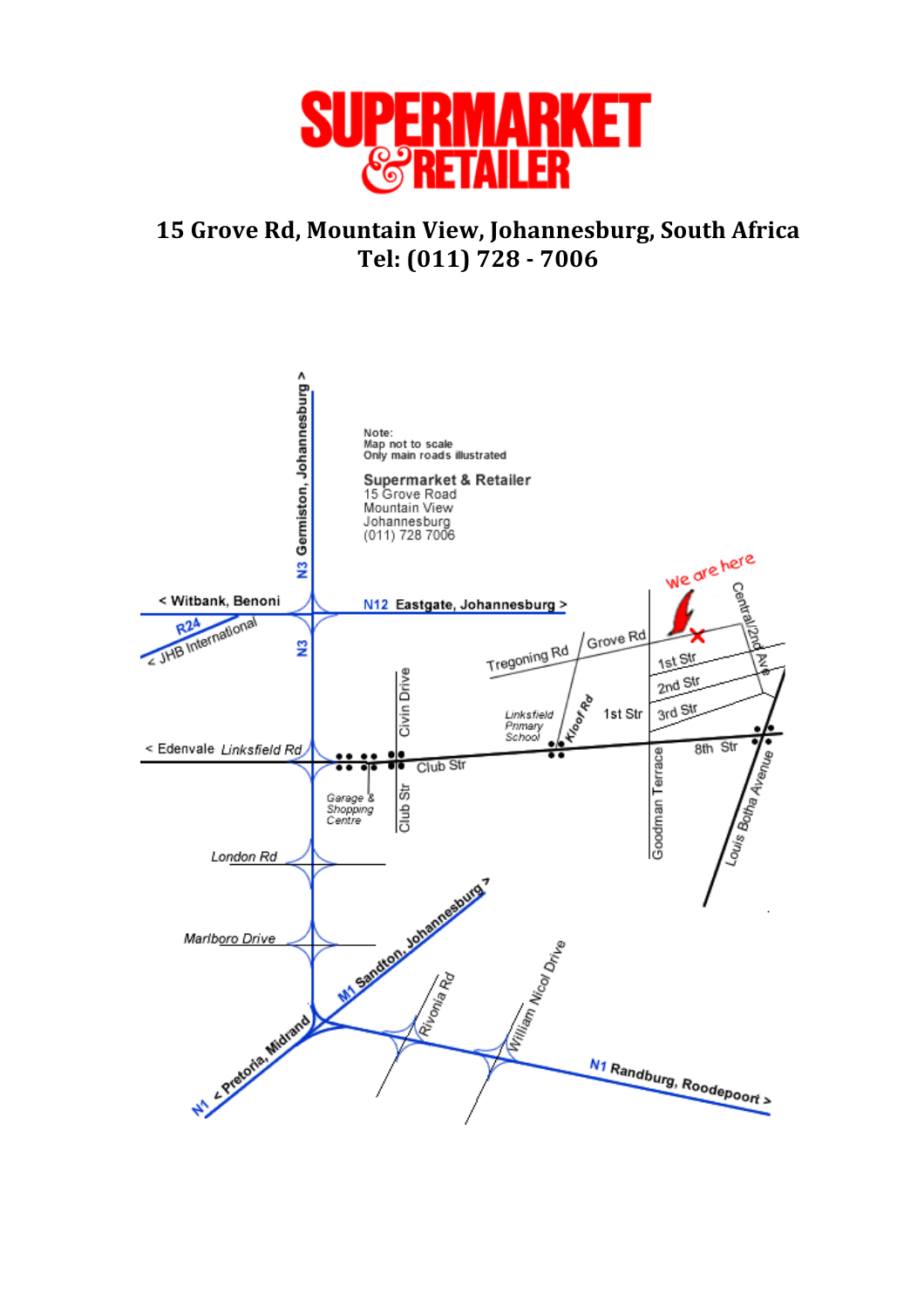# SUPERMARKET & RETAILER

**15 Grove Rd, Mountain View, Johannesburg, South Africa**
**Tel: (011) 728 - 7006**

Note:
Map not to scale
Only main roads illustrated

**Supermarket & Retailer**
15 Grove Road
Mountain View
Johannesburg
(011) 728 7006

We are here

N3 Germiston, Johannesburg >
< Witbank, Benoni
N12 Eastgate, Johannesburg >
R24 < JHB International
N3
Tregoning Rd
Grove Rd
Central/2nd Ave
1st Str
2nd Str
3rd Str
Civin Drive
Linksfield Primary School
Kloof Rd
1st Str
8th Str
< Edenvale Linksfield Rd
Club Str
Garage & Shopping Centre
Club Str
Goodman Terrace
Louis Botha Avenue
London Rd
Marlboro Drive
M1 Sandton, Johannesburg >
Rivonia Rd
William Nicol Drive
N1 < Pretoria, Midrand
N1 Randburg, Roodepoort >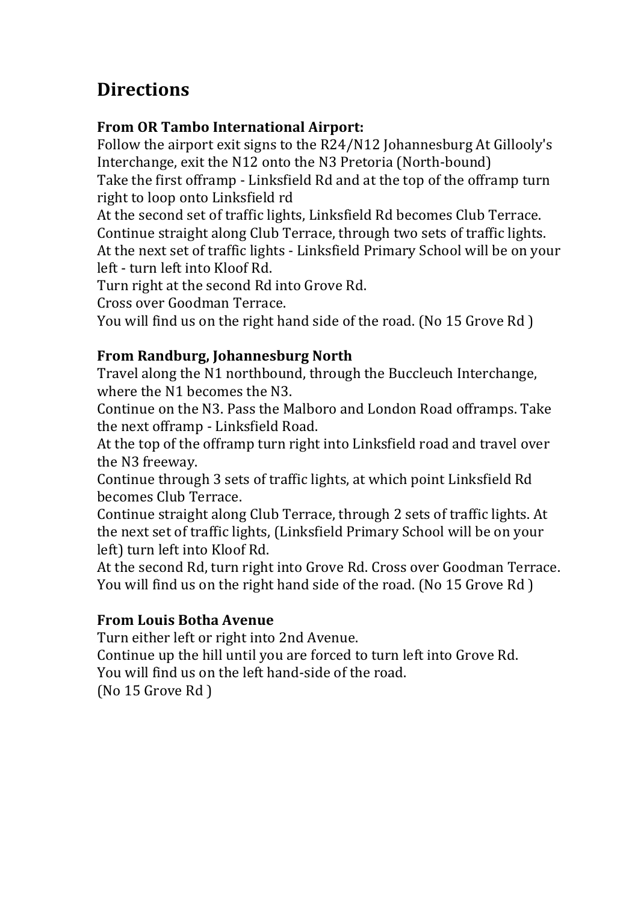## Directions

**From OR Tambo International Airport:**

Follow the airport exit signs to the R24/N12 Johannesburg At Gillooly's Interchange, exit the N12 onto the N3 Pretoria (North-bound)
Take the first offramp - Linksfield Rd and at the top of the offramp turn right to loop onto Linksfield rd
At the second set of traffic lights, Linksfield Rd becomes Club Terrace.
Continue straight along Club Terrace, through two sets of traffic lights.
At the next set of traffic lights - Linksfield Primary School will be on your left - turn left into Kloof Rd.
Turn right at the second Rd into Grove Rd.
Cross over Goodman Terrace.
You will find us on the right hand side of the road. (No 15 Grove Rd )

**From Randburg, Johannesburg North**

Travel along the N1 northbound, through the Buccleuch Interchange, where the N1 becomes the N3.
Continue on the N3. Pass the Malboro and London Road offramps. Take the next offramp - Linksfield Road.
At the top of the offramp turn right into Linksfield road and travel over the N3 freeway.
Continue through 3 sets of traffic lights, at which point Linksfield Rd becomes Club Terrace.
Continue straight along Club Terrace, through 2 sets of traffic lights. At the next set of traffic lights, (Linksfield Primary School will be on your left) turn left into Kloof Rd.
At the second Rd, turn right into Grove Rd. Cross over Goodman Terrace.
You will find us on the right hand side of the road. (No 15 Grove Rd )

**From Louis Botha Avenue**

Turn either left or right into 2nd Avenue.
Continue up the hill until you are forced to turn left into Grove Rd.
You will find us on the left hand-side of the road.
(No 15 Grove Rd )